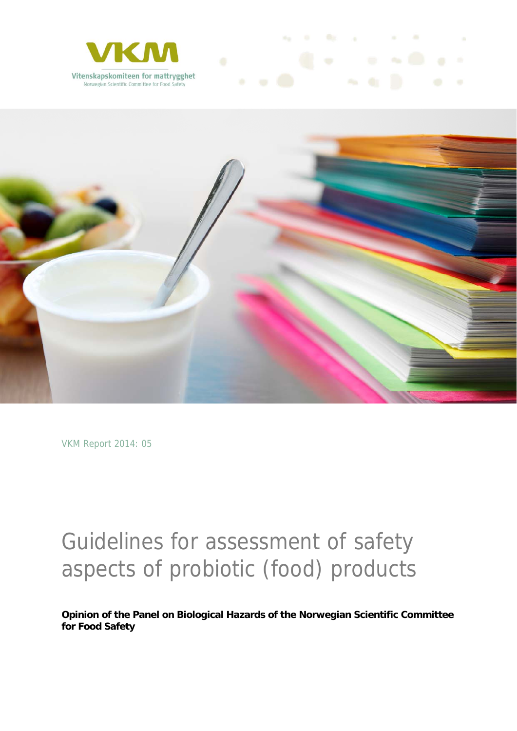VKM

Vitenskapskomiteen for mattrygghet

Norwegian Scientific Committee for Food Safety

VKM Report 2014: 05

# Guidelines for assessment of safety aspects of probiotic (food) products

**Opinion of the Panel on Biological Hazards of the Norwegian Scientific Committee for Food Safety**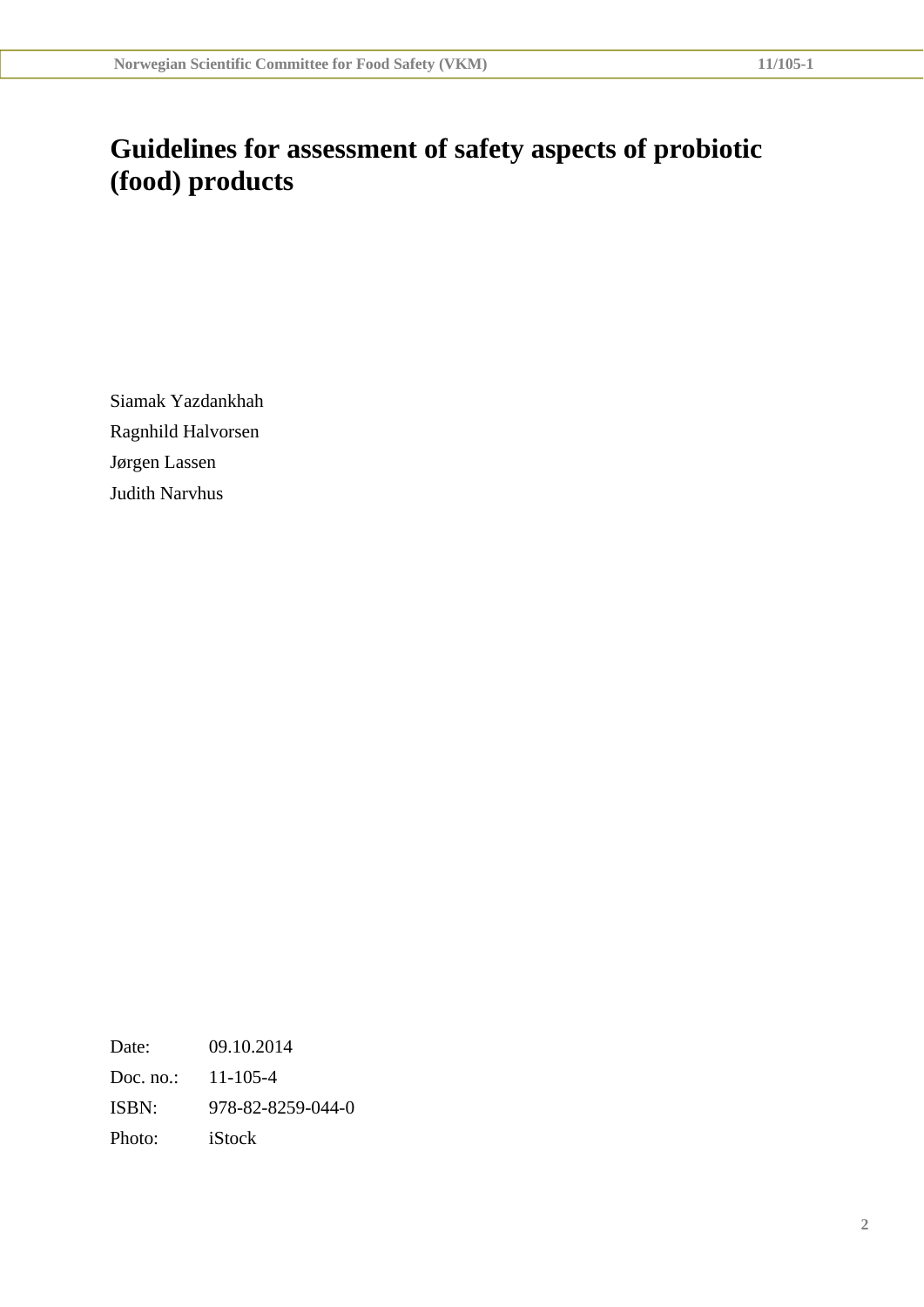# Guidelines for assessment of safety aspects of probiotic (food) products

Siamak Yazdankhah

Ragnhild Halvorsen

Jørgen Lassen

Judith Narvhus

| | |
|---|---|
| Date: | 09.10.2014 |
| Doc. no.: | 11-105-4 |
| ISBN: | 978-82-8259-044-0 |
| Photo: | iStock |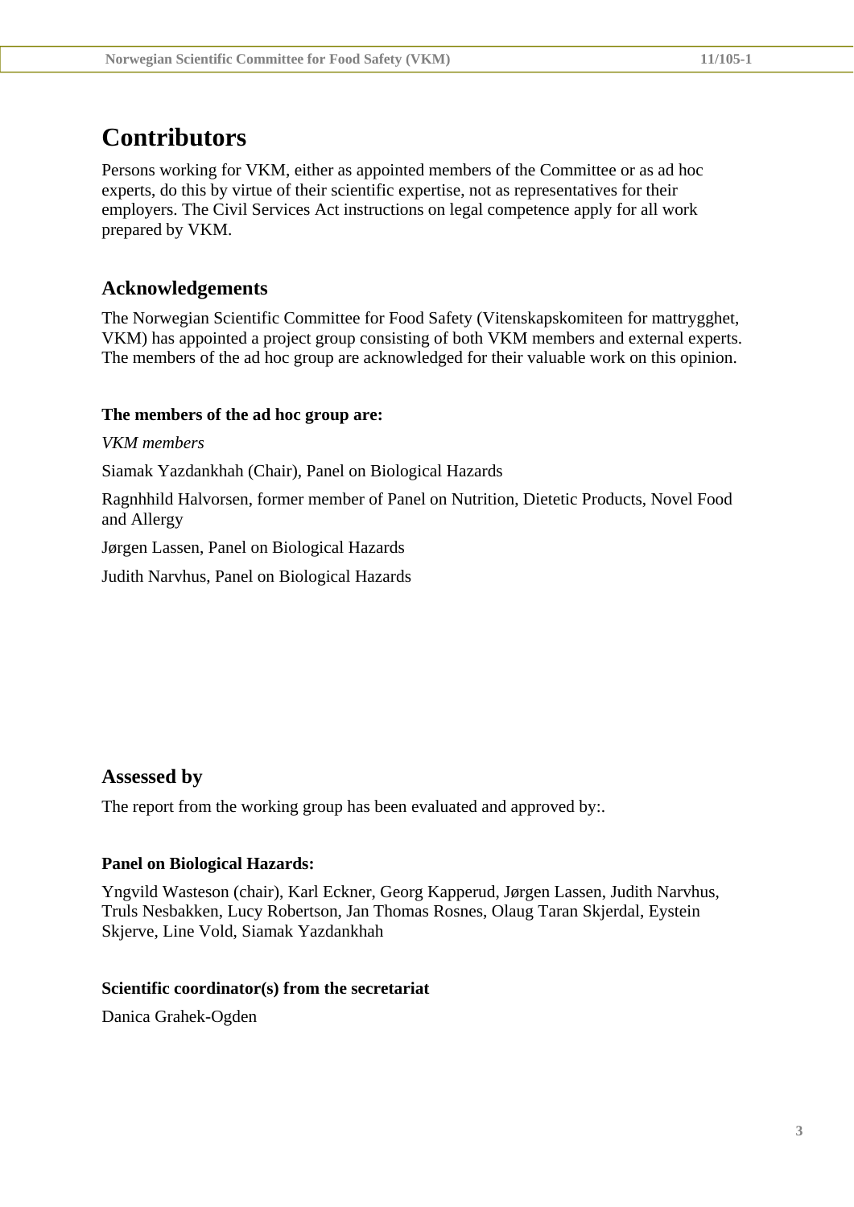# Contributors

Persons working for VKM, either as appointed members of the Committee or as ad hoc experts, do this by virtue of their scientific expertise, not as representatives for their employers. The Civil Services Act instructions on legal competence apply for all work prepared by VKM.

## Acknowledgements

The Norwegian Scientific Committee for Food Safety (Vitenskapskomiteen for mattrygghet, VKM) has appointed a project group consisting of both VKM members and external experts. The members of the ad hoc group are acknowledged for their valuable work on this opinion.

**The members of the ad hoc group are:**

*VKM members*

Siamak Yazdankhah (Chair), Panel on Biological Hazards

Ragnhhild Halvorsen, former member of Panel on Nutrition, Dietetic Products, Novel Food and Allergy

Jørgen Lassen, Panel on Biological Hazards

Judith Narvhus, Panel on Biological Hazards

## Assessed by

The report from the working group has been evaluated and approved by:.

**Panel on Biological Hazards:**

Yngvild Wasteson (chair), Karl Eckner, Georg Kapperud, Jørgen Lassen, Judith Narvhus, Truls Nesbakken, Lucy Robertson, Jan Thomas Rosnes, Olaug Taran Skjerdal, Eystein Skjerve, Line Vold, Siamak Yazdankhah

**Scientific coordinator(s) from the secretariat**

Danica Grahek-Ogden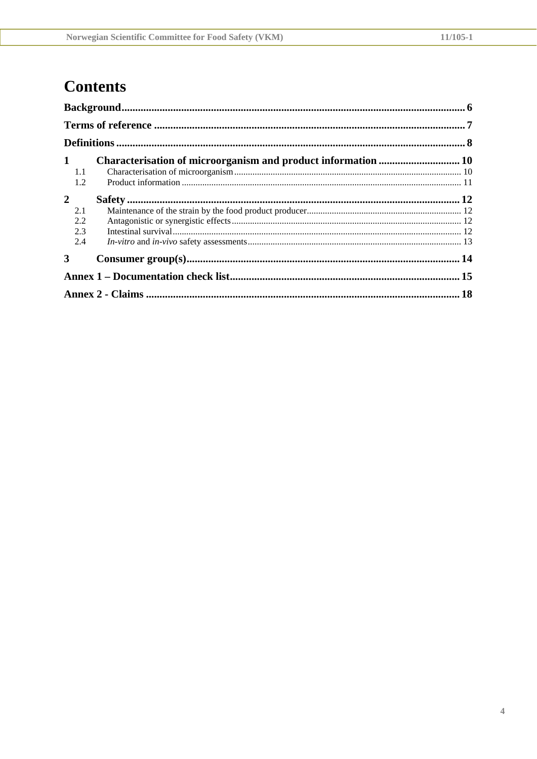# Contents

**Background** ..... 6

**Terms of reference** ..... 7

**Definitions** ..... 8

**1 Characterisation of microorganism and product information** ..... 10

- 1.1 Characterisation of microorganism ..... 10
- 1.2 Product information ..... 11

**2 Safety** ..... 12

- 2.1 Maintenance of the strain by the food product producer ..... 12
- 2.2 Antagonistic or synergistic effects ..... 12
- 2.3 Intestinal survival ..... 12
- 2.4 *In-vitro* and *in-vivo* safety assessments ..... 13

**3 Consumer group(s)** ..... 14

**Annex 1 – Documentation check list** ..... 15

**Annex 2 - Claims** ..... 18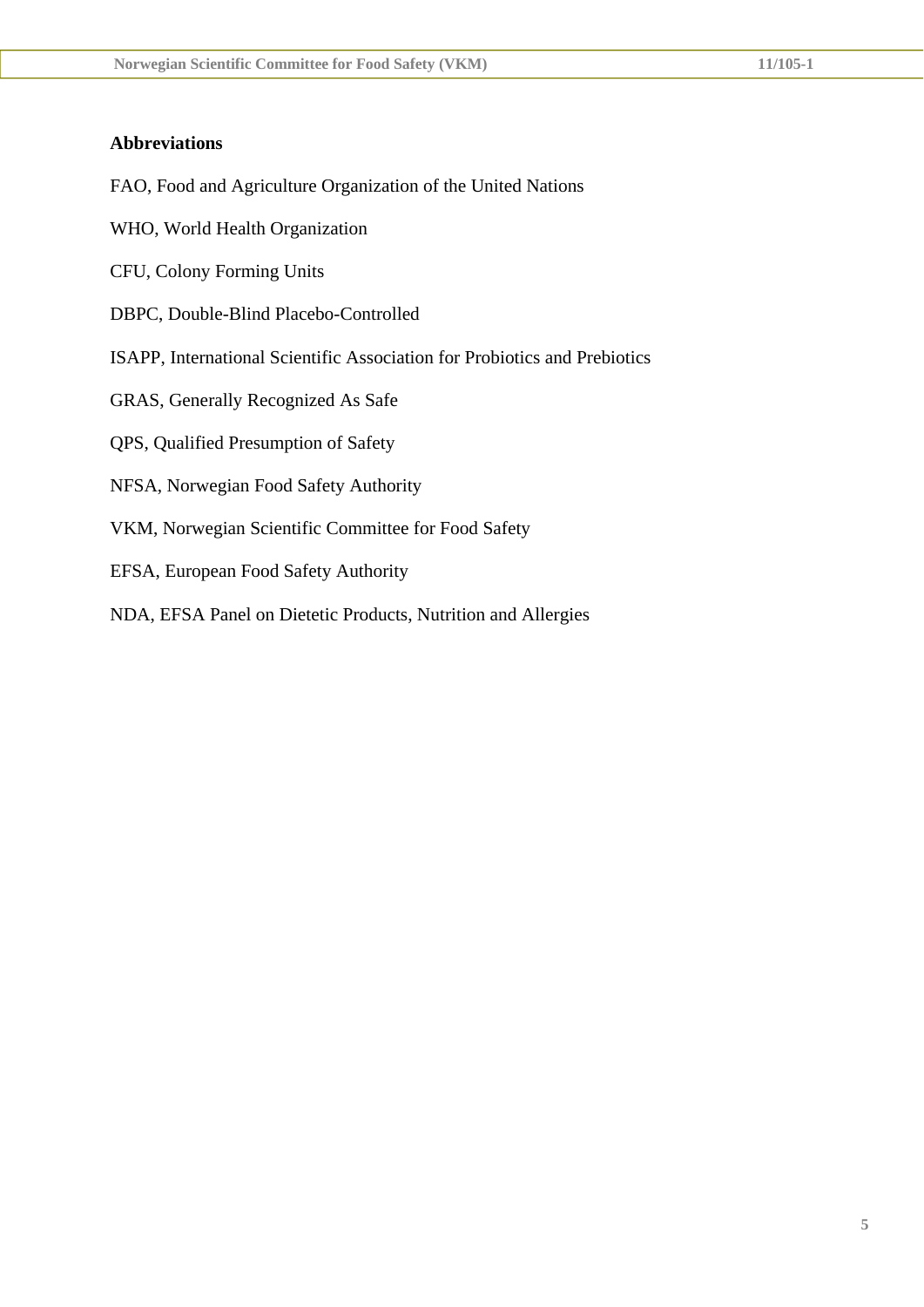## Abbreviations

FAO, Food and Agriculture Organization of the United Nations

WHO, World Health Organization

CFU, Colony Forming Units

DBPC, Double-Blind Placebo-Controlled

ISAPP, International Scientific Association for Probiotics and Prebiotics

GRAS, Generally Recognized As Safe

QPS, Qualified Presumption of Safety

NFSA, Norwegian Food Safety Authority

VKM, Norwegian Scientific Committee for Food Safety

EFSA, European Food Safety Authority

NDA, EFSA Panel on Dietetic Products, Nutrition and Allergies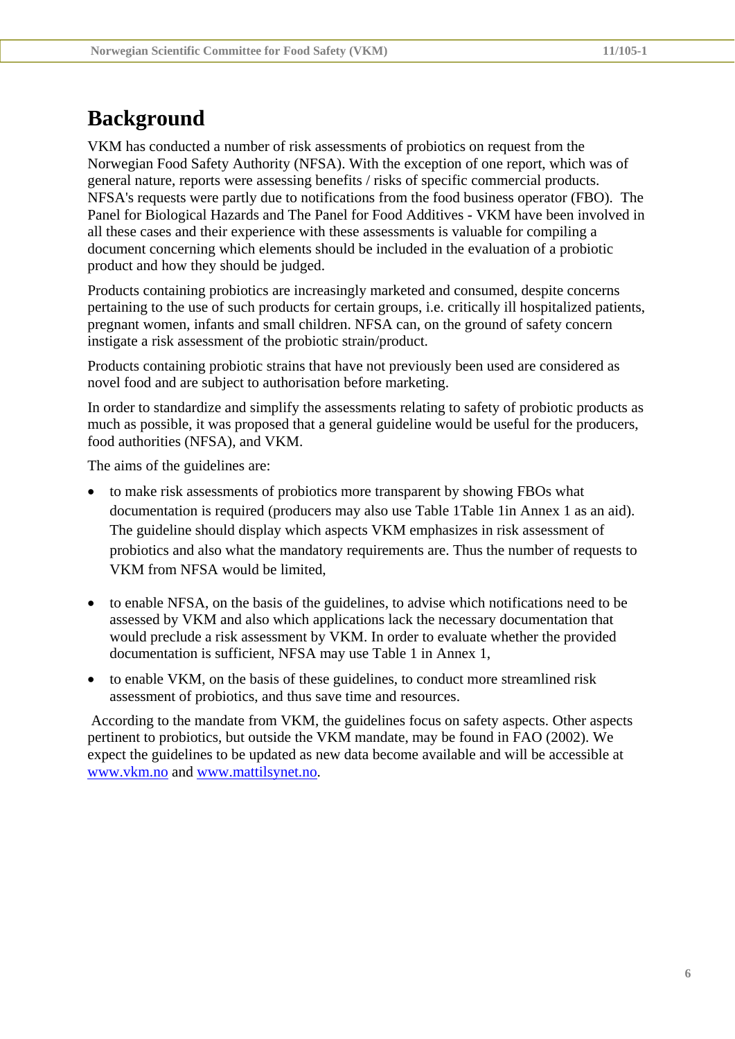# Background

VKM has conducted a number of risk assessments of probiotics on request from the Norwegian Food Safety Authority (NFSA). With the exception of one report, which was of general nature, reports were assessing benefits / risks of specific commercial products. NFSA's requests were partly due to notifications from the food business operator (FBO). The Panel for Biological Hazards and The Panel for Food Additives - VKM have been involved in all these cases and their experience with these assessments is valuable for compiling a document concerning which elements should be included in the evaluation of a probiotic product and how they should be judged.

Products containing probiotics are increasingly marketed and consumed, despite concerns pertaining to the use of such products for certain groups, i.e. critically ill hospitalized patients, pregnant women, infants and small children. NFSA can, on the ground of safety concern instigate a risk assessment of the probiotic strain/product.

Products containing probiotic strains that have not previously been used are considered as novel food and are subject to authorisation before marketing.

In order to standardize and simplify the assessments relating to safety of probiotic products as much as possible, it was proposed that a general guideline would be useful for the producers, food authorities (NFSA), and VKM.

The aims of the guidelines are:

- to make risk assessments of probiotics more transparent by showing FBOs what documentation is required (producers may also use Table 1Table 1in Annex 1 as an aid). The guideline should display which aspects VKM emphasizes in risk assessment of probiotics and also what the mandatory requirements are. Thus the number of requests to VKM from NFSA would be limited,

- to enable NFSA, on the basis of the guidelines, to advise which notifications need to be assessed by VKM and also which applications lack the necessary documentation that would preclude a risk assessment by VKM. In order to evaluate whether the provided documentation is sufficient, NFSA may use Table 1 in Annex 1,

- to enable VKM, on the basis of these guidelines, to conduct more streamlined risk assessment of probiotics, and thus save time and resources.

According to the mandate from VKM, the guidelines focus on safety aspects. Other aspects pertinent to probiotics, but outside the VKM mandate, may be found in FAO (2002). We expect the guidelines to be updated as new data become available and will be accessible at www.vkm.no and www.mattilsynet.no.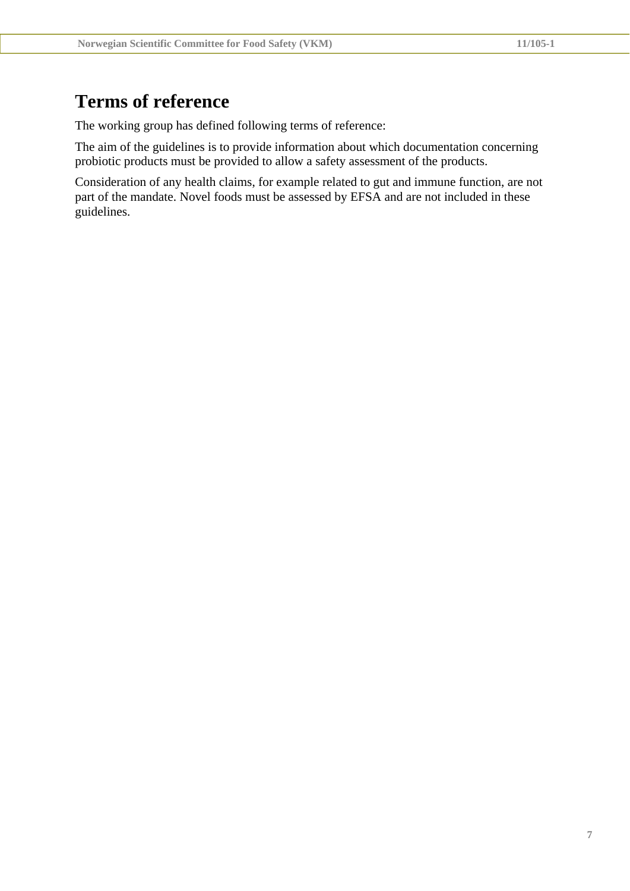# Terms of reference

The working group has defined following terms of reference:

The aim of the guidelines is to provide information about which documentation concerning probiotic products must be provided to allow a safety assessment of the products.

Consideration of any health claims, for example related to gut and immune function, are not part of the mandate. Novel foods must be assessed by EFSA and are not included in these guidelines.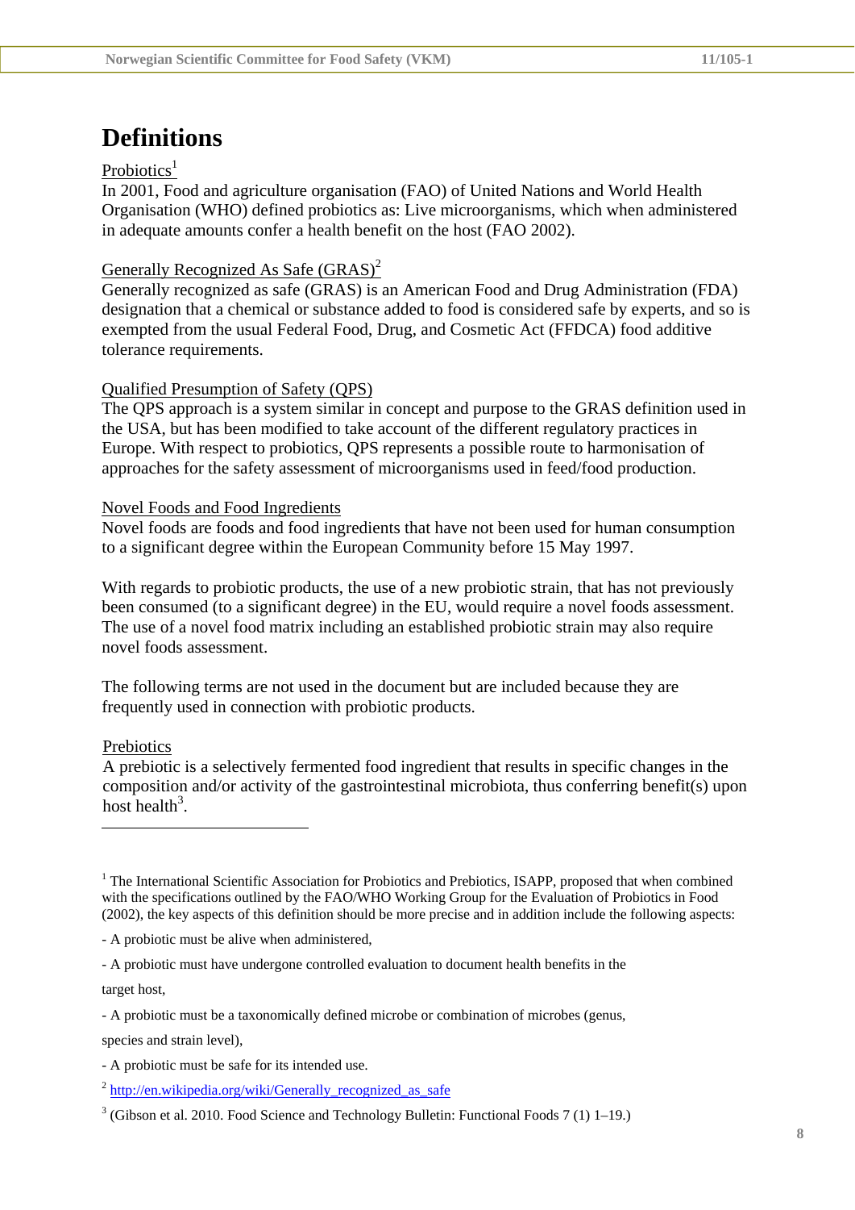# Definitions

Probiotics[1]
In 2001, Food and agriculture organisation (FAO) of United Nations and World Health Organisation (WHO) defined probiotics as: Live microorganisms, which when administered in adequate amounts confer a health benefit on the host (FAO 2002).

Generally Recognized As Safe (GRAS)[2]
Generally recognized as safe (GRAS) is an American Food and Drug Administration (FDA) designation that a chemical or substance added to food is considered safe by experts, and so is exempted from the usual Federal Food, Drug, and Cosmetic Act (FFDCA) food additive tolerance requirements.

Qualified Presumption of Safety (QPS)
The QPS approach is a system similar in concept and purpose to the GRAS definition used in the USA, but has been modified to take account of the different regulatory practices in Europe. With respect to probiotics, QPS represents a possible route to harmonisation of approaches for the safety assessment of microorganisms used in feed/food production.

Novel Foods and Food Ingredients
Novel foods are foods and food ingredients that have not been used for human consumption to a significant degree within the European Community before 15 May 1997.

With regards to probiotic products, the use of a new probiotic strain, that has not previously been consumed (to a significant degree) in the EU, would require a novel foods assessment. The use of a novel food matrix including an established probiotic strain may also require novel foods assessment.

The following terms are not used in the document but are included because they are frequently used in connection with probiotic products.

Prebiotics
A prebiotic is a selectively fermented food ingredient that results in specific changes in the composition and/or activity of the gastrointestinal microbiota, thus conferring benefit(s) upon host health[3].

---

[1] The International Scientific Association for Probiotics and Prebiotics, ISAPP, proposed that when combined with the specifications outlined by the FAO/WHO Working Group for the Evaluation of Probiotics in Food (2002), the key aspects of this definition should be more precise and in addition include the following aspects:

- A probiotic must be alive when administered,

- A probiotic must have undergone controlled evaluation to document health benefits in the target host,

- A probiotic must be a taxonomically defined microbe or combination of microbes (genus, species and strain level),

- A probiotic must be safe for its intended use.

[2] http://en.wikipedia.org/wiki/Generally_recognized_as_safe

[3] (Gibson et al. 2010. Food Science and Technology Bulletin: Functional Foods 7 (1) 1–19.)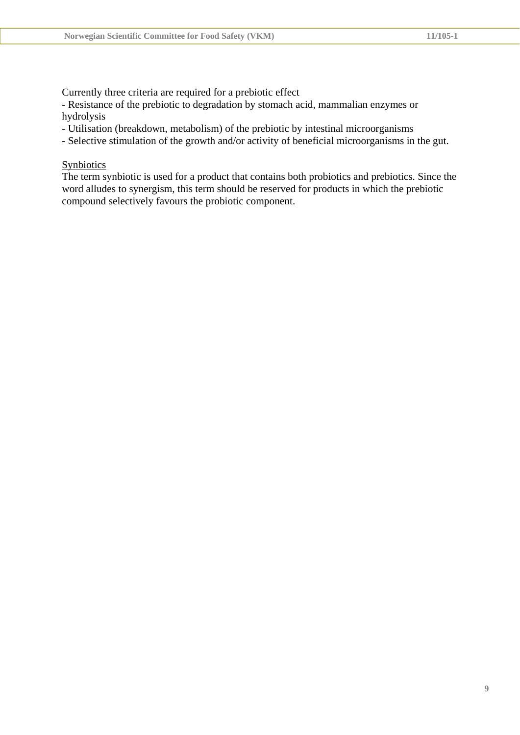Currently three criteria are required for a prebiotic effect

- Resistance of the prebiotic to degradation by stomach acid, mammalian enzymes or hydrolysis
- Utilisation (breakdown, metabolism) of the prebiotic by intestinal microorganisms
- Selective stimulation of the growth and/or activity of beneficial microorganisms in the gut.

<u>Synbiotics</u>

The term synbiotic is used for a product that contains both probiotics and prebiotics. Since the word alludes to synergism, this term should be reserved for products in which the prebiotic compound selectively favours the probiotic component.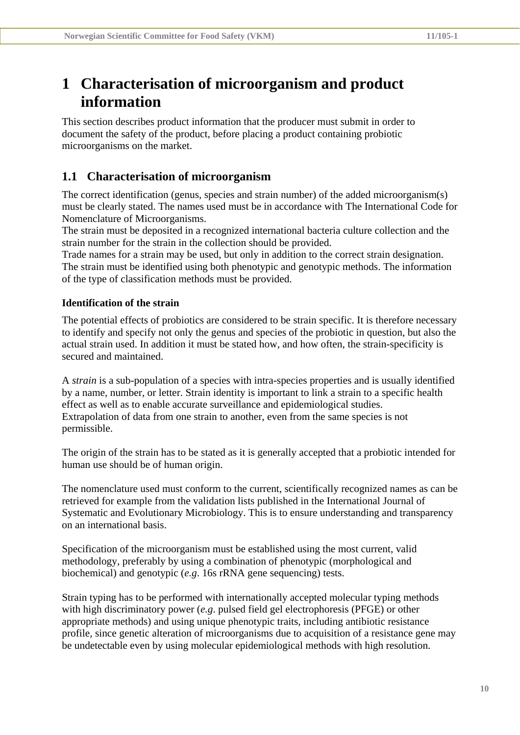# 1 Characterisation of microorganism and product information

This section describes product information that the producer must submit in order to document the safety of the product, before placing a product containing probiotic microorganisms on the market.

## 1.1 Characterisation of microorganism

The correct identification (genus, species and strain number) of the added microorganism(s) must be clearly stated. The names used must be in accordance with The International Code for Nomenclature of Microorganisms.
The strain must be deposited in a recognized international bacteria culture collection and the strain number for the strain in the collection should be provided.
Trade names for a strain may be used, but only in addition to the correct strain designation.
The strain must be identified using both phenotypic and genotypic methods. The information of the type of classification methods must be provided.

**Identification of the strain**

The potential effects of probiotics are considered to be strain specific. It is therefore necessary to identify and specify not only the genus and species of the probiotic in question, but also the actual strain used. In addition it must be stated how, and how often, the strain-specificity is secured and maintained.

A *strain* is a sub-population of a species with intra-species properties and is usually identified by a name, number, or letter. Strain identity is important to link a strain to a specific health effect as well as to enable accurate surveillance and epidemiological studies.
Extrapolation of data from one strain to another, even from the same species is not permissible.

The origin of the strain has to be stated as it is generally accepted that a probiotic intended for human use should be of human origin.

The nomenclature used must conform to the current, scientifically recognized names as can be retrieved for example from the validation lists published in the International Journal of Systematic and Evolutionary Microbiology. This is to ensure understanding and transparency on an international basis.

Specification of the microorganism must be established using the most current, valid methodology, preferably by using a combination of phenotypic (morphological and biochemical) and genotypic (*e.g*. 16s rRNA gene sequencing) tests.

Strain typing has to be performed with internationally accepted molecular typing methods with high discriminatory power (*e.g*. pulsed field gel electrophoresis (PFGE) or other appropriate methods) and using unique phenotypic traits, including antibiotic resistance profile, since genetic alteration of microorganisms due to acquisition of a resistance gene may be undetectable even by using molecular epidemiological methods with high resolution.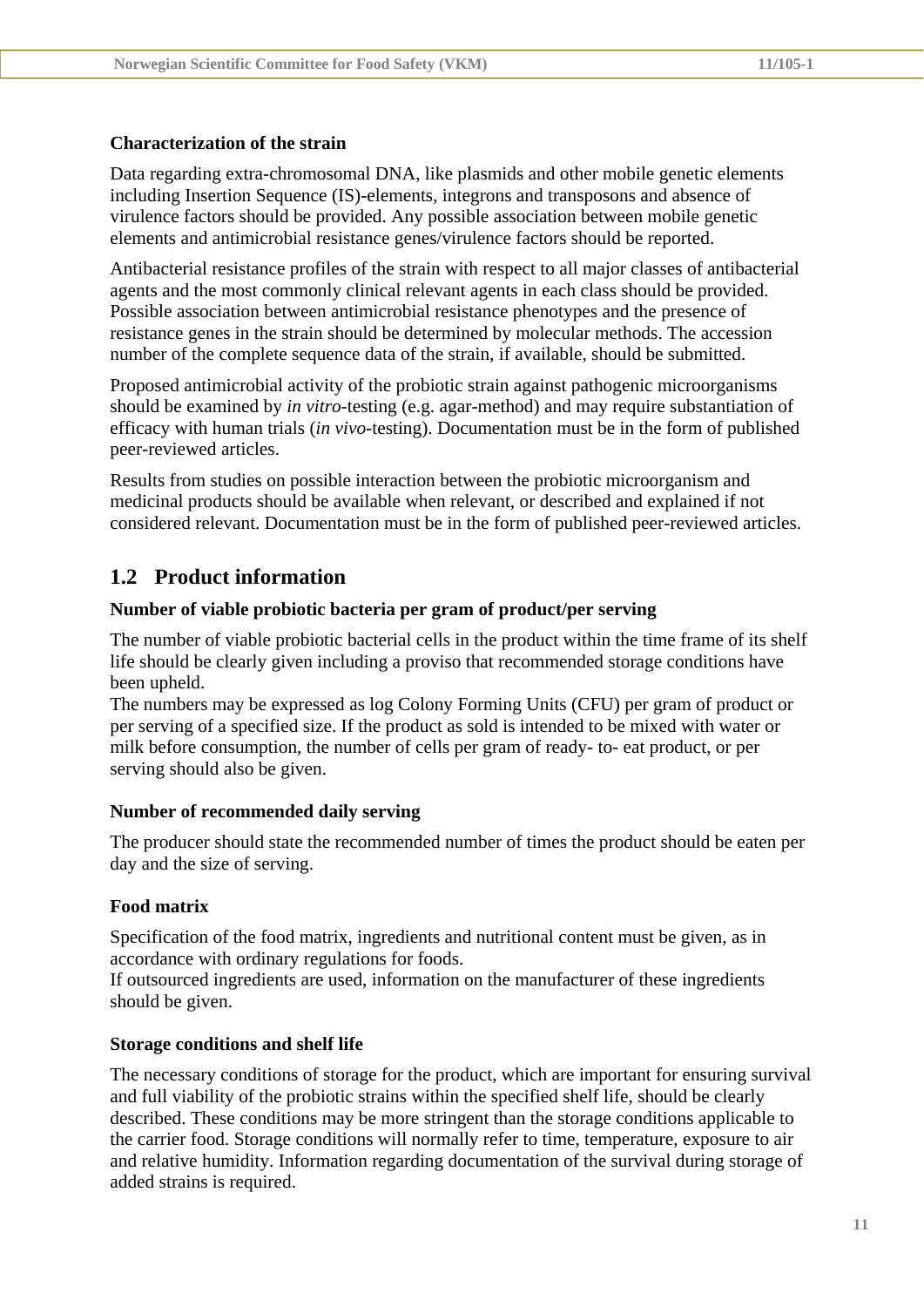**Characterization of the strain**

Data regarding extra-chromosomal DNA, like plasmids and other mobile genetic elements including Insertion Sequence (IS)-elements, integrons and transposons and absence of virulence factors should be provided. Any possible association between mobile genetic elements and antimicrobial resistance genes/virulence factors should be reported.

Antibacterial resistance profiles of the strain with respect to all major classes of antibacterial agents and the most commonly clinical relevant agents in each class should be provided. Possible association between antimicrobial resistance phenotypes and the presence of resistance genes in the strain should be determined by molecular methods. The accession number of the complete sequence data of the strain, if available, should be submitted.

Proposed antimicrobial activity of the probiotic strain against pathogenic microorganisms should be examined by *in vitro*-testing (e.g. agar-method) and may require substantiation of efficacy with human trials (*in vivo*-testing). Documentation must be in the form of published peer-reviewed articles.

Results from studies on possible interaction between the probiotic microorganism and medicinal products should be available when relevant, or described and explained if not considered relevant. Documentation must be in the form of published peer-reviewed articles.

## 1.2 Product information

**Number of viable probiotic bacteria per gram of product/per serving**

The number of viable probiotic bacterial cells in the product within the time frame of its shelf life should be clearly given including a proviso that recommended storage conditions have been upheld.
The numbers may be expressed as log Colony Forming Units (CFU) per gram of product or per serving of a specified size. If the product as sold is intended to be mixed with water or milk before consumption, the number of cells per gram of ready- to- eat product, or per serving should also be given.

**Number of recommended daily serving**

The producer should state the recommended number of times the product should be eaten per day and the size of serving.

**Food matrix**

Specification of the food matrix, ingredients and nutritional content must be given, as in accordance with ordinary regulations for foods.
If outsourced ingredients are used, information on the manufacturer of these ingredients should be given.

**Storage conditions and shelf life**

The necessary conditions of storage for the product, which are important for ensuring survival and full viability of the probiotic strains within the specified shelf life, should be clearly described. These conditions may be more stringent than the storage conditions applicable to the carrier food. Storage conditions will normally refer to time, temperature, exposure to air and relative humidity. Information regarding documentation of the survival during storage of added strains is required.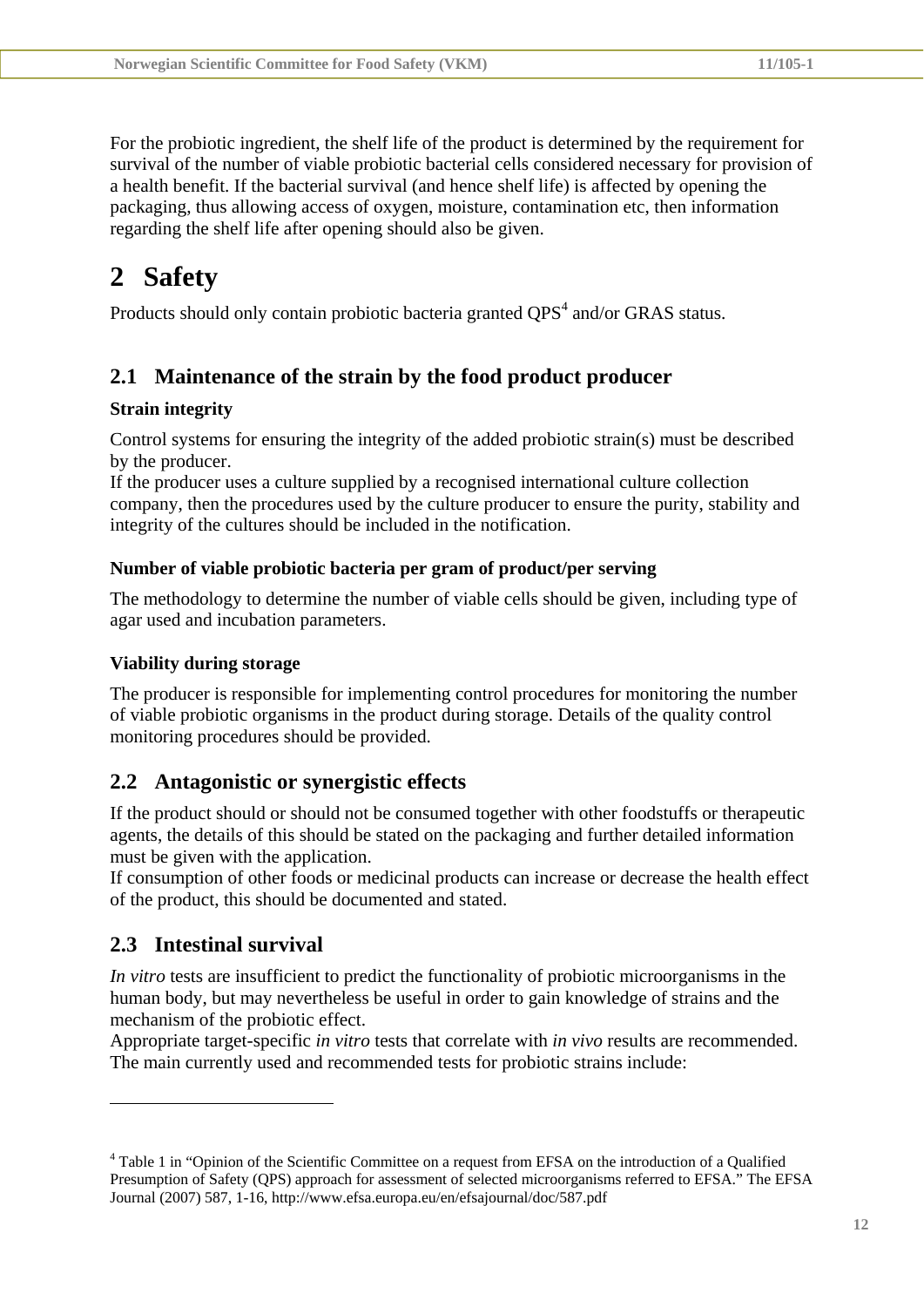For the probiotic ingredient, the shelf life of the product is determined by the requirement for survival of the number of viable probiotic bacterial cells considered necessary for provision of a health benefit. If the bacterial survival (and hence shelf life) is affected by opening the packaging, thus allowing access of oxygen, moisture, contamination etc, then information regarding the shelf life after opening should also be given.

# 2 Safety

Products should only contain probiotic bacteria granted QPS[4] and/or GRAS status.

## 2.1 Maintenance of the strain by the food product producer

**Strain integrity**

Control systems for ensuring the integrity of the added probiotic strain(s) must be described by the producer.
If the producer uses a culture supplied by a recognised international culture collection company, then the procedures used by the culture producer to ensure the purity, stability and integrity of the cultures should be included in the notification.

**Number of viable probiotic bacteria per gram of product/per serving**

The methodology to determine the number of viable cells should be given, including type of agar used and incubation parameters.

**Viability during storage**

The producer is responsible for implementing control procedures for monitoring the number of viable probiotic organisms in the product during storage. Details of the quality control monitoring procedures should be provided.

## 2.2 Antagonistic or synergistic effects

If the product should or should not be consumed together with other foodstuffs or therapeutic agents, the details of this should be stated on the packaging and further detailed information must be given with the application.
If consumption of other foods or medicinal products can increase or decrease the health effect of the product, this should be documented and stated.

## 2.3 Intestinal survival

*In vitro* tests are insufficient to predict the functionality of probiotic microorganisms in the human body, but may nevertheless be useful in order to gain knowledge of strains and the mechanism of the probiotic effect.
Appropriate target-specific *in vitro* tests that correlate with *in vivo* results are recommended. The main currently used and recommended tests for probiotic strains include:

---

[4] Table 1 in "Opinion of the Scientific Committee on a request from EFSA on the introduction of a Qualified Presumption of Safety (QPS) approach for assessment of selected microorganisms referred to EFSA." The EFSA Journal (2007) 587, 1-16, http://www.efsa.europa.eu/en/efsajournal/doc/587.pdf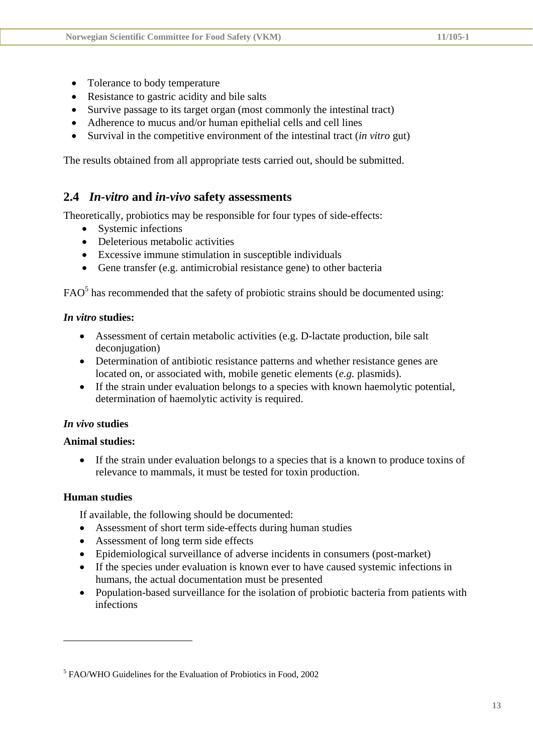- Tolerance to body temperature
- Resistance to gastric acidity and bile salts
- Survive passage to its target organ (most commonly the intestinal tract)
- Adherence to mucus and/or human epithelial cells and cell lines
- Survival in the competitive environment of the intestinal tract (*in vitro* gut)

The results obtained from all appropriate tests carried out, should be submitted.

## 2.4 *In-vitro* and *in-vivo* safety assessments

Theoretically, probiotics may be responsible for four types of side-effects:

- Systemic infections
- Deleterious metabolic activities
- Excessive immune stimulation in susceptible individuals
- Gene transfer (e.g. antimicrobial resistance gene) to other bacteria

FAO[5] has recommended that the safety of probiotic strains should be documented using:

***In vitro* studies:**

- Assessment of certain metabolic activities (e.g. D-lactate production, bile salt deconjugation)
- Determination of antibiotic resistance patterns and whether resistance genes are located on, or associated with, mobile genetic elements (*e.g.* plasmids).
- If the strain under evaluation belongs to a species with known haemolytic potential, determination of haemolytic activity is required.

***In vivo* studies**

**Animal studies:**

- If the strain under evaluation belongs to a species that is a known to produce toxins of relevance to mammals, it must be tested for toxin production.

**Human studies**

If available, the following should be documented:

- Assessment of short term side-effects during human studies
- Assessment of long term side effects
- Epidemiological surveillance of adverse incidents in consumers (post-market)
- If the species under evaluation is known ever to have caused systemic infections in humans, the actual documentation must be presented
- Population-based surveillance for the isolation of probiotic bacteria from patients with infections

---

[5] FAO/WHO Guidelines for the Evaluation of Probiotics in Food, 2002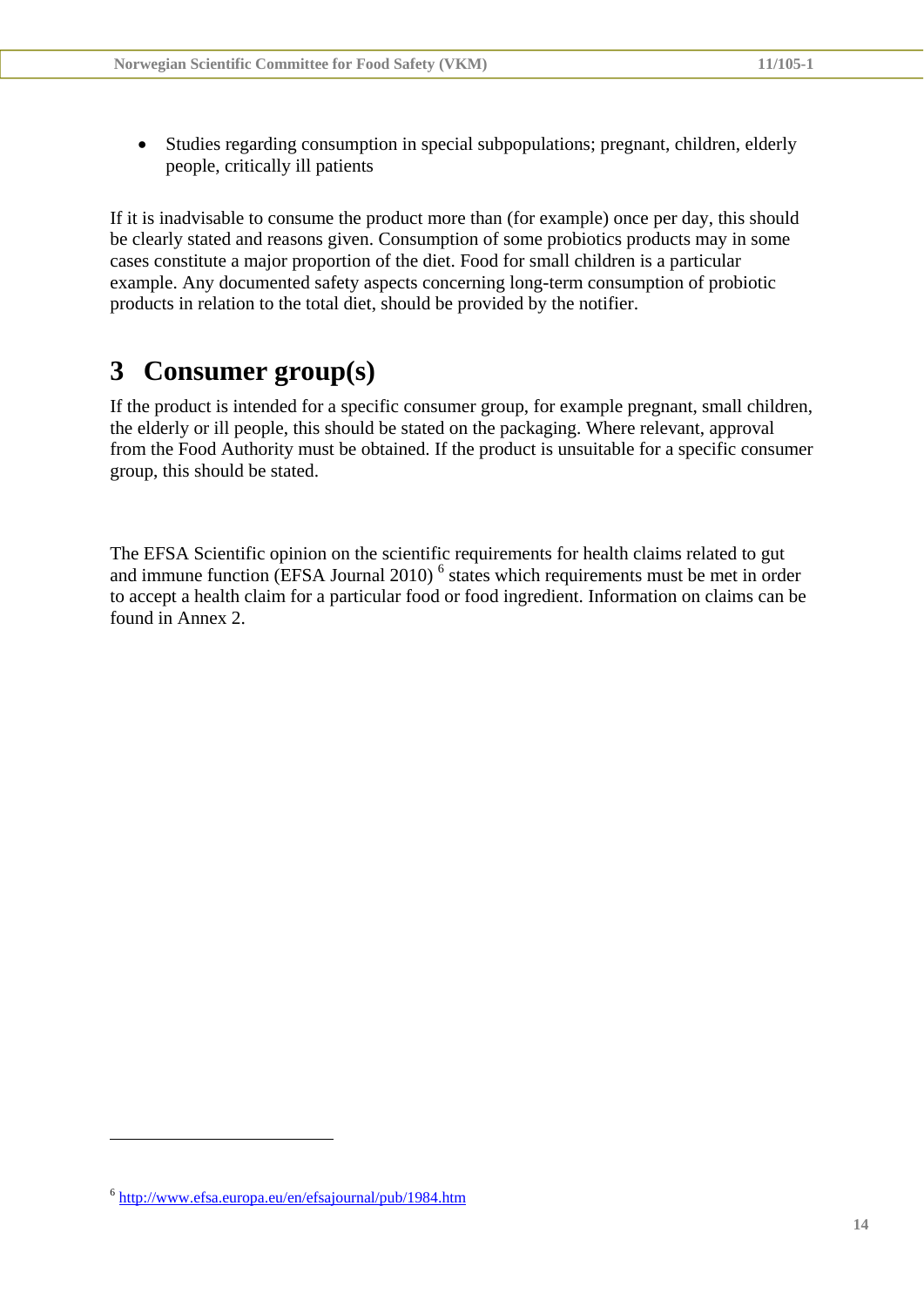- Studies regarding consumption in special subpopulations; pregnant, children, elderly people, critically ill patients

If it is inadvisable to consume the product more than (for example) once per day, this should be clearly stated and reasons given. Consumption of some probiotics products may in some cases constitute a major proportion of the diet. Food for small children is a particular example. Any documented safety aspects concerning long-term consumption of probiotic products in relation to the total diet, should be provided by the notifier.

# 3 Consumer group(s)

If the product is intended for a specific consumer group, for example pregnant, small children, the elderly or ill people, this should be stated on the packaging. Where relevant, approval from the Food Authority must be obtained. If the product is unsuitable for a specific consumer group, this should be stated.

The EFSA Scientific opinion on the scientific requirements for health claims related to gut and immune function (EFSA Journal 2010) [6] states which requirements must be met in order to accept a health claim for a particular food or food ingredient. Information on claims can be found in Annex 2.

[6] http://www.efsa.europa.eu/en/efsajournal/pub/1984.htm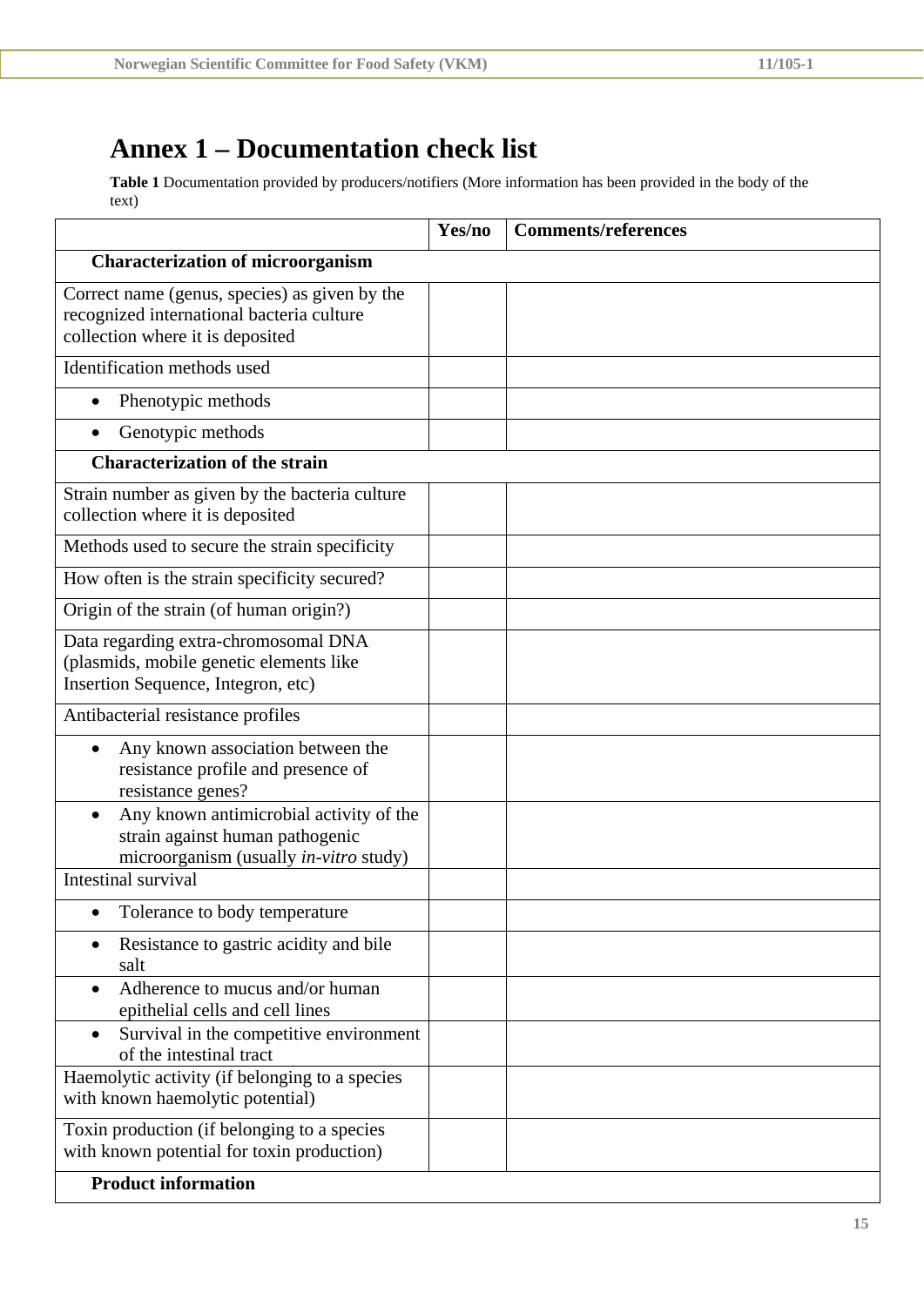# Annex 1 – Documentation check list

**Table 1** Documentation provided by producers/notifiers (More information has been provided in the body of the text)

| | Yes/no | Comments/references |
|---|---|---|
| **Characterization of microorganism** | | |
| Correct name (genus, species) as given by the recognized international bacteria culture collection where it is deposited | | |
| Identification methods used | | |
| • Phenotypic methods | | |
| • Genotypic methods | | |
| **Characterization of the strain** | | |
| Strain number as given by the bacteria culture collection where it is deposited | | |
| Methods used to secure the strain specificity | | |
| How often is the strain specificity secured? | | |
| Origin of the strain (of human origin?) | | |
| Data regarding extra-chromosomal DNA (plasmids, mobile genetic elements like Insertion Sequence, Integron, etc) | | |
| Antibacterial resistance profiles | | |
| • Any known association between the resistance profile and presence of resistance genes? | | |
| • Any known antimicrobial activity of the strain against human pathogenic microorganism (usually *in-vitro* study) | | |
| Intestinal survival | | |
| • Tolerance to body temperature | | |
| • Resistance to gastric acidity and bile salt | | |
| • Adherence to mucus and/or human epithelial cells and cell lines | | |
| • Survival in the competitive environment of the intestinal tract | | |
| Haemolytic activity (if belonging to a species with known haemolytic potential) | | |
| Toxin production (if belonging to a species with known potential for toxin production) | | |
| **Product information** | | |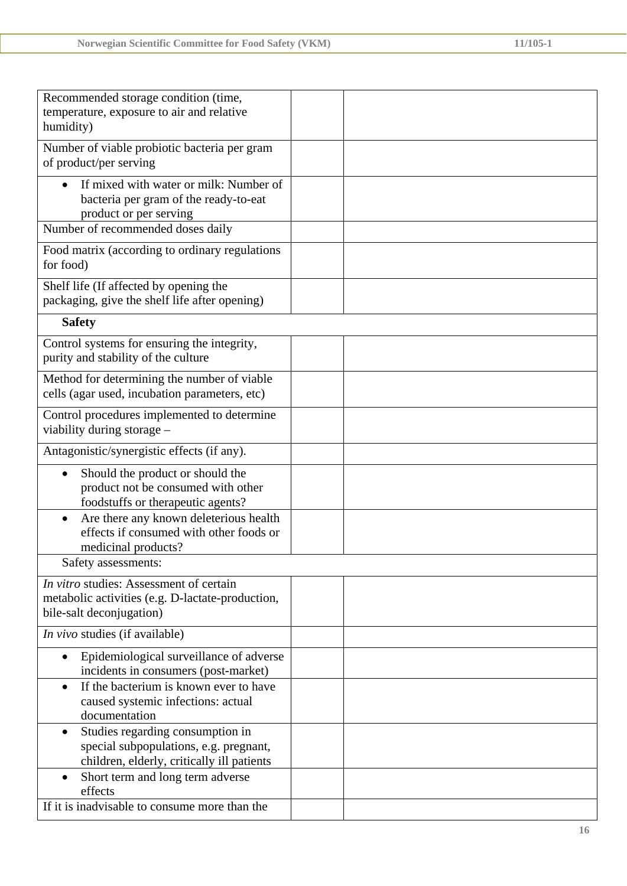| | | |
|---|---|---|
| Recommended storage condition (time, temperature, exposure to air and relative humidity) | | |
| Number of viable probiotic bacteria per gram of product/per serving | | |
| • If mixed with water or milk: Number of bacteria per gram of the ready-to-eat product or per serving | | |
| Number of recommended doses daily | | |
| Food matrix (according to ordinary regulations for food) | | |
| Shelf life (If affected by opening the packaging, give the shelf life after opening) | | |
| **Safety** | | |
| Control systems for ensuring the integrity, purity and stability of the culture | | |
| Method for determining the number of viable cells (agar used, incubation parameters, etc) | | |
| Control procedures implemented to determine viability during storage – | | |
| Antagonistic/synergistic effects (if any). | | |
| • Should the product or should the product not be consumed with other foodstuffs or therapeutic agents? | | |
| • Are there any known deleterious health effects if consumed with other foods or medicinal products? | | |
| Safety assessments: | | |
| *In vitro* studies: Assessment of certain metabolic activities (e.g. D-lactate-production, bile-salt deconjugation) | | |
| *In vivo* studies (if available) | | |
| • Epidemiological surveillance of adverse incidents in consumers (post-market) | | |
| • If the bacterium is known ever to have caused systemic infections: actual documentation | | |
| • Studies regarding consumption in special subpopulations, e.g. pregnant, children, elderly, critically ill patients | | |
| • Short term and long term adverse effects | | |
| If it is inadvisable to consume more than the | | |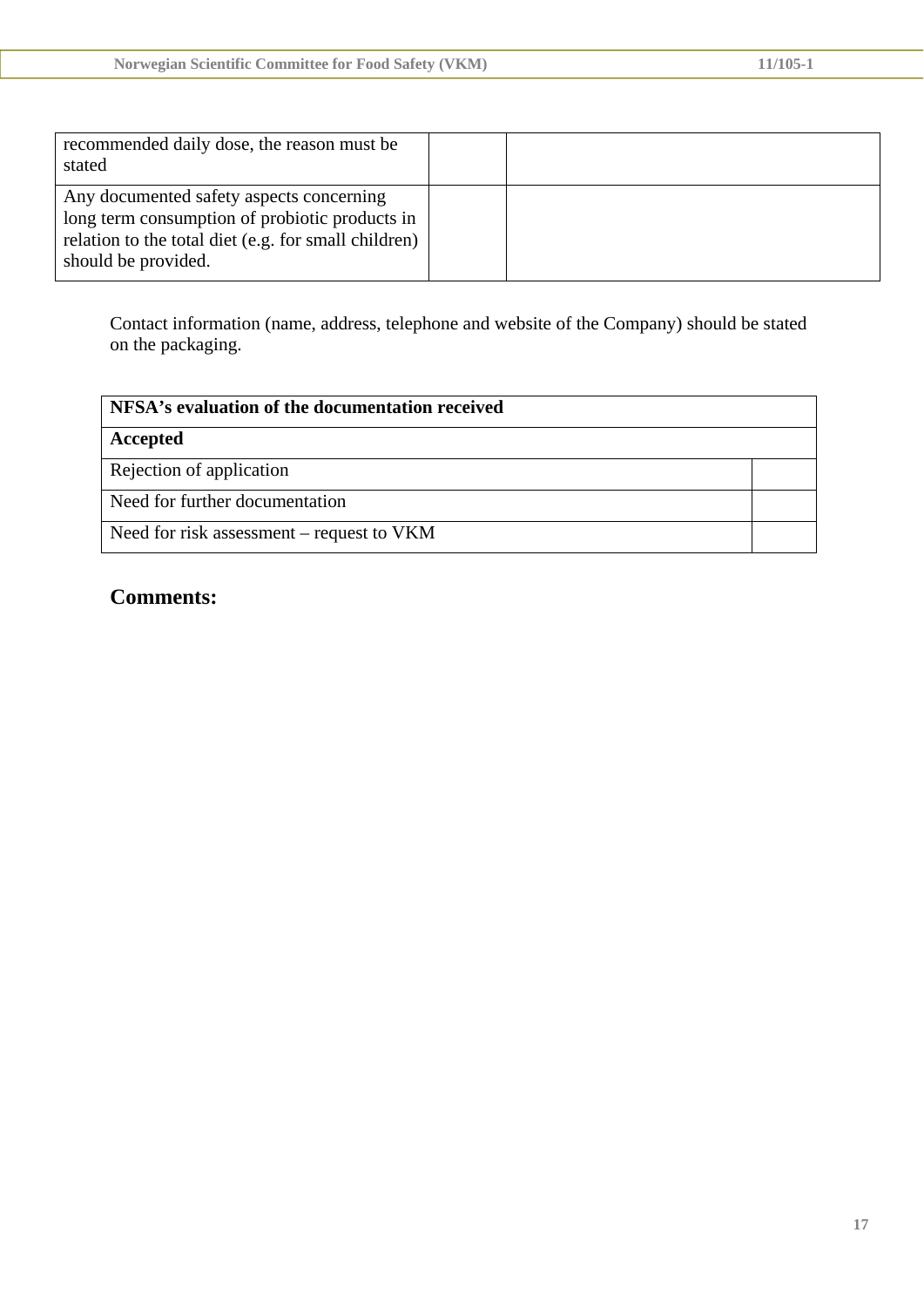| | | |
|---|---|---|
| recommended daily dose, the reason must be stated | | |
| Any documented safety aspects concerning long term consumption of probiotic products in relation to the total diet (e.g. for small children) should be provided. | | |

Contact information (name, address, telephone and website of the Company) should be stated on the packaging.

| **NFSA's evaluation of the documentation received** | |
|---|---|
| **Accepted** | |
| Rejection of application | |
| Need for further documentation | |
| Need for risk assessment – request to VKM | |

## Comments: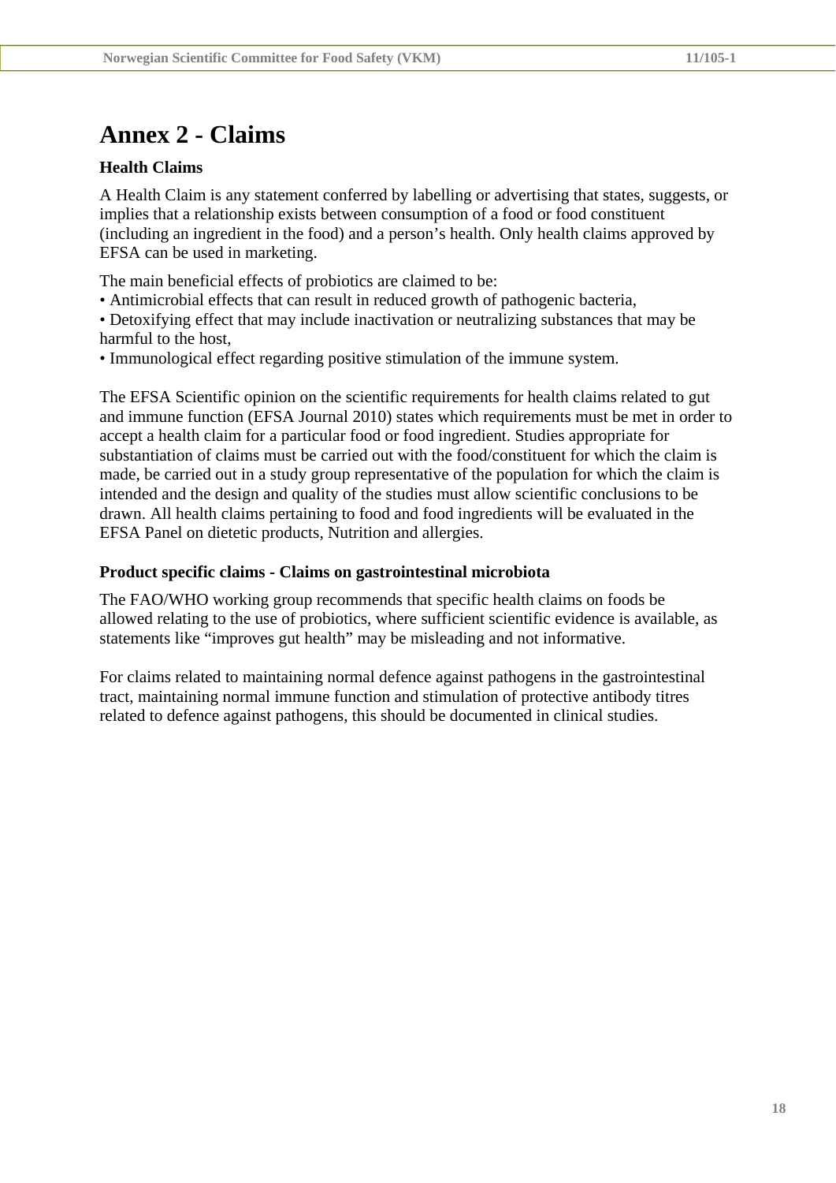# Annex 2 - Claims

**Health Claims**

A Health Claim is any statement conferred by labelling or advertising that states, suggests, or implies that a relationship exists between consumption of a food or food constituent (including an ingredient in the food) and a person's health. Only health claims approved by EFSA can be used in marketing.

The main beneficial effects of probiotics are claimed to be:

- Antimicrobial effects that can result in reduced growth of pathogenic bacteria,
- Detoxifying effect that may include inactivation or neutralizing substances that may be harmful to the host,
- Immunological effect regarding positive stimulation of the immune system.

The EFSA Scientific opinion on the scientific requirements for health claims related to gut and immune function (EFSA Journal 2010) states which requirements must be met in order to accept a health claim for a particular food or food ingredient. Studies appropriate for substantiation of claims must be carried out with the food/constituent for which the claim is made, be carried out in a study group representative of the population for which the claim is intended and the design and quality of the studies must allow scientific conclusions to be drawn. All health claims pertaining to food and food ingredients will be evaluated in the EFSA Panel on dietetic products, Nutrition and allergies.

**Product specific claims - Claims on gastrointestinal microbiota**

The FAO/WHO working group recommends that specific health claims on foods be allowed relating to the use of probiotics, where sufficient scientific evidence is available, as statements like "improves gut health" may be misleading and not informative.

For claims related to maintaining normal defence against pathogens in the gastrointestinal tract, maintaining normal immune function and stimulation of protective antibody titres related to defence against pathogens, this should be documented in clinical studies.